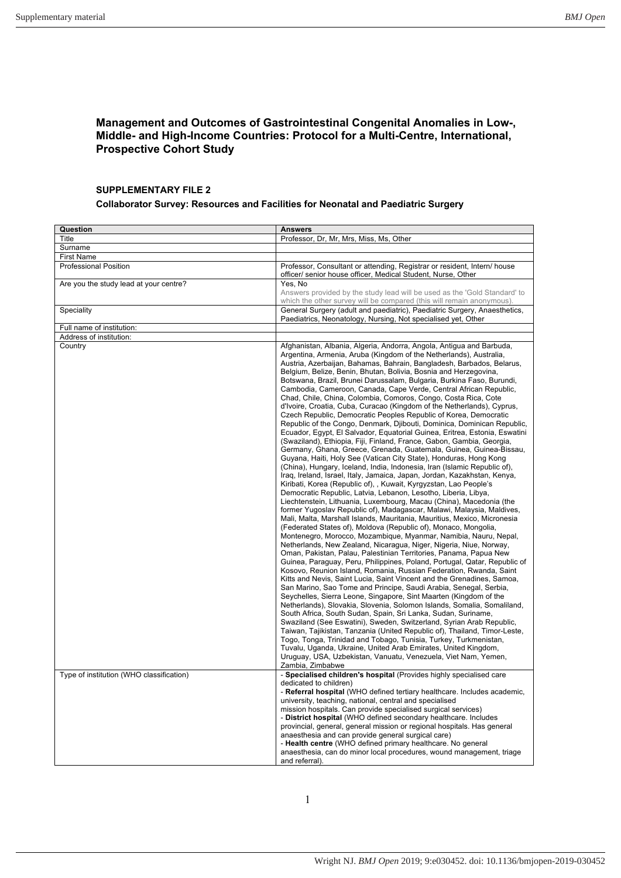# Management and Outcomes of Gastrointestinal Congenital Anomalies in Low-, Middle- and High-Income Countries: Protocol for a Multi-Centre, International, Prospective Cohort Study

## SUPPLEMENTARY FILE 2

### Collaborator Survey: Resources and Facilities for Neonatal and Paediatric Surgery

| Question | Answers |
|---|---|
| Title | Professor, Dr, Mr, Mrs, Miss, Ms, Other |
| Surname | |
| First Name | |
| Professional Position | Professor, Consultant or attending, Registrar or resident, Intern/ house officer/ senior house officer, Medical Student, Nurse, Other |
| Are you the study lead at your centre? | Yes, No<br>Answers provided by the study lead will be used as the 'Gold Standard' to which the other survey will be compared (this will remain anonymous). |
| Speciality | General Surgery (adult and paediatric), Paediatric Surgery, Anaesthetics, Paediatrics, Neonatology, Nursing, Not specialised yet, Other |
| Full name of institution: | |
| Address of institution: | |
| Country | Afghanistan, Albania, Algeria, Andorra, Angola, Antigua and Barbuda, Argentina, Armenia, Aruba (Kingdom of the Netherlands), Australia, Austria, Azerbaijan, Bahamas, Bahrain, Bangladesh, Barbados, Belarus, Belgium, Belize, Benin, Bhutan, Bolivia, Bosnia and Herzegovina, Botswana, Brazil, Brunei Darussalam, Bulgaria, Burkina Faso, Burundi, Cambodia, Cameroon, Canada, Cape Verde, Central African Republic, Chad, Chile, China, Colombia, Comoros, Congo, Costa Rica, Cote d'Ivoire, Croatia, Cuba, Curacao (Kingdom of the Netherlands), Cyprus, Czech Republic, Democratic Peoples Republic of Korea, Democratic Republic of the Congo, Denmark, Djibouti, Dominica, Dominican Republic, Ecuador, Egypt, El Salvador, Equatorial Guinea, Eritrea, Estonia, Eswatini (Swaziland), Ethiopia, Fiji, Finland, France, Gabon, Gambia, Georgia, Germany, Ghana, Greece, Grenada, Guatemala, Guinea, Guinea-Bissau, Guyana, Haiti, Holy See (Vatican City State), Honduras, Hong Kong (China), Hungary, Iceland, India, Indonesia, Iran (Islamic Republic of), Iraq, Ireland, Israel, Italy, Jamaica, Japan, Jordan, Kazakhstan, Kenya, Kiribati, Korea (Republic of), , Kuwait, Kyrgyzstan, Lao People's Democratic Republic, Latvia, Lebanon, Lesotho, Liberia, Libya, Liechtenstein, Lithuania, Luxembourg, Macau (China), Macedonia (the former Yugoslav Republic of), Madagascar, Malawi, Malaysia, Maldives, Mali, Malta, Marshall Islands, Mauritania, Mauritius, Mexico, Micronesia (Federated States of), Moldova (Republic of), Monaco, Mongolia, Montenegro, Morocco, Mozambique, Myanmar, Namibia, Nauru, Nepal, Netherlands, New Zealand, Nicaragua, Niger, Nigeria, Niue, Norway, Oman, Pakistan, Palau, Palestinian Territories, Panama, Papua New Guinea, Paraguay, Peru, Philippines, Poland, Portugal, Qatar, Republic of Kosovo, Reunion Island, Romania, Russian Federation, Rwanda, Saint Kitts and Nevis, Saint Lucia, Saint Vincent and the Grenadines, Samoa, San Marino, Sao Tome and Principe, Saudi Arabia, Senegal, Serbia, Seychelles, Sierra Leone, Singapore, Sint Maarten (Kingdom of the Netherlands), Slovakia, Slovenia, Solomon Islands, Somalia, Somaliland, South Africa, South Sudan, Spain, Sri Lanka, Sudan, Suriname, Swaziland (See Eswatini), Sweden, Switzerland, Syrian Arab Republic, Taiwan, Tajikistan, Tanzania (United Republic of), Thailand, Timor-Leste, Togo, Tonga, Trinidad and Tobago, Tunisia, Turkey, Turkmenistan, Tuvalu, Uganda, Ukraine, United Arab Emirates, United Kingdom, Uruguay, USA, Uzbekistan, Vanuatu, Venezuela, Viet Nam, Yemen, Zambia, Zimbabwe |
| Type of institution (WHO classification) | - **Specialised children's hospital** (Provides highly specialised care dedicated to children)<br>- **Referral hospital** (WHO defined tertiary healthcare. Includes academic, university, teaching, national, central and specialised mission hospitals. Can provide specialised surgical services)<br>- **District hospital** (WHO defined secondary healthcare. Includes provincial, general, general mission or regional hospitals. Has general anaesthesia and can provide general surgical care)<br>- **Health centre** (WHO defined primary healthcare. No general anaesthesia, can do minor local procedures, wound management, triage and referral). |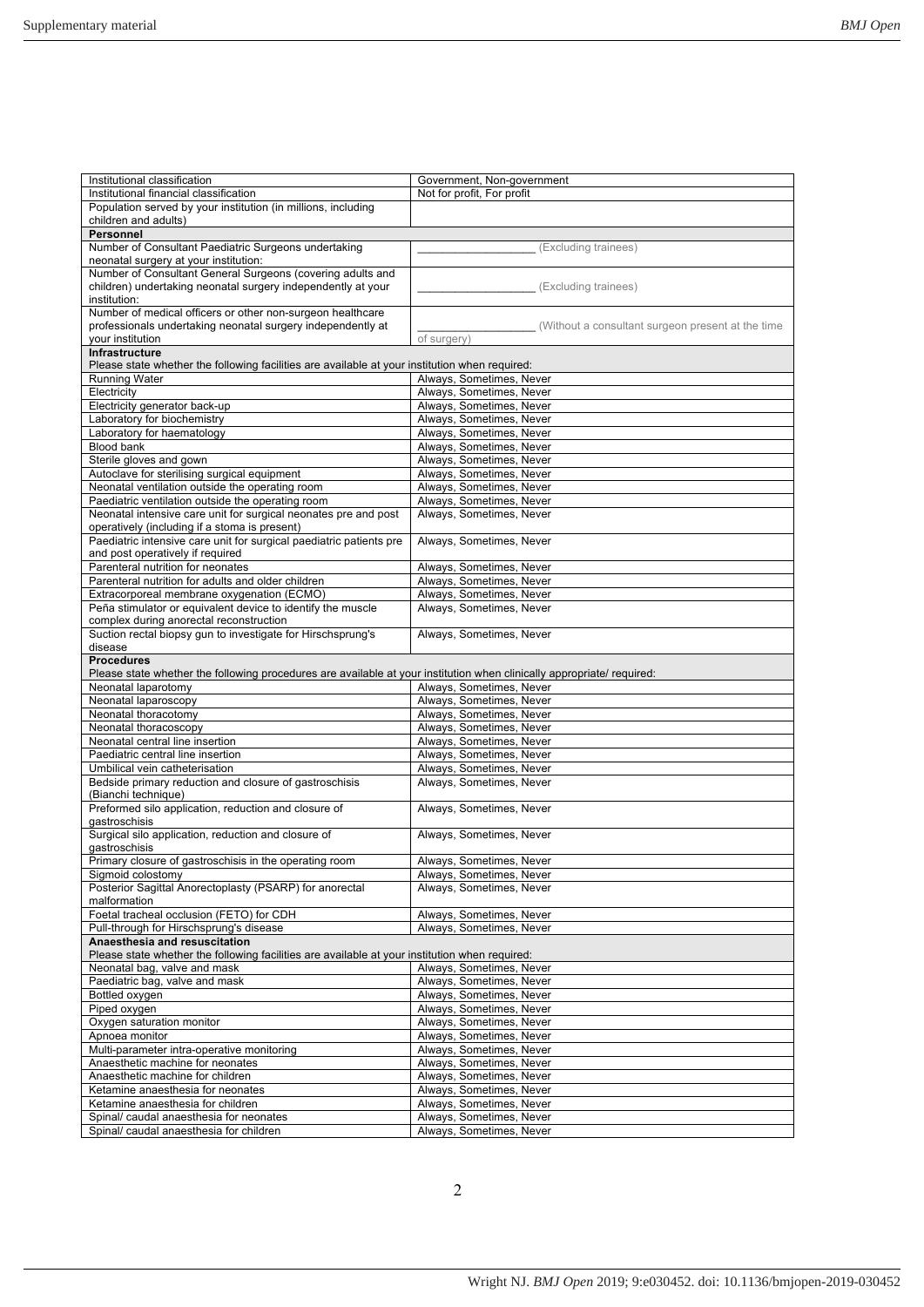| Institutional classification | Government, Non-government |
|---|---|
| Institutional financial classification | Not for profit, For profit |
| Population served by your institution (in millions, including children and adults) | |
| **Personnel** | |
| Number of Consultant Paediatric Surgeons undertaking neonatal surgery at your institution: | __________________ (Excluding trainees) |
| Number of Consultant General Surgeons (covering adults and children) undertaking neonatal surgery independently at your institution: | __________________ (Excluding trainees) |
| Number of medical officers or other non-surgeon healthcare professionals undertaking neonatal surgery independently at your institution | __________________ (Without a consultant surgeon present at the time of surgery) |
| **Infrastructure** Please state whether the following facilities are available at your institution when required: | |
| Running Water | Always, Sometimes, Never |
| Electricity | Always, Sometimes, Never |
| Electricity generator back-up | Always, Sometimes, Never |
| Laboratory for biochemistry | Always, Sometimes, Never |
| Laboratory for haematology | Always, Sometimes, Never |
| Blood bank | Always, Sometimes, Never |
| Sterile gloves and gown | Always, Sometimes, Never |
| Autoclave for sterilising surgical equipment | Always, Sometimes, Never |
| Neonatal ventilation outside the operating room | Always, Sometimes, Never |
| Paediatric ventilation outside the operating room | Always, Sometimes, Never |
| Neonatal intensive care unit for surgical neonates pre and post operatively (including if a stoma is present) | Always, Sometimes, Never |
| Paediatric intensive care unit for surgical paediatric patients pre and post operatively if required | Always, Sometimes, Never |
| Parenteral nutrition for neonates | Always, Sometimes, Never |
| Parenteral nutrition for adults and older children | Always, Sometimes, Never |
| Extracorporeal membrane oxygenation (ECMO) | Always, Sometimes, Never |
| Peña stimulator or equivalent device to identify the muscle complex during anorectal reconstruction | Always, Sometimes, Never |
| Suction rectal biopsy gun to investigate for Hirschsprung's disease | Always, Sometimes, Never |
| **Procedures** Please state whether the following procedures are available at your institution when clinically appropriate/ required: | |
| Neonatal laparotomy | Always, Sometimes, Never |
| Neonatal laparoscopy | Always, Sometimes, Never |
| Neonatal thoracotomy | Always, Sometimes, Never |
| Neonatal thoracoscopy | Always, Sometimes, Never |
| Neonatal central line insertion | Always, Sometimes, Never |
| Paediatric central line insertion | Always, Sometimes, Never |
| Umbilical vein catheterisation | Always, Sometimes, Never |
| Bedside primary reduction and closure of gastroschisis (Bianchi technique) | Always, Sometimes, Never |
| Preformed silo application, reduction and closure of gastroschisis | Always, Sometimes, Never |
| Surgical silo application, reduction and closure of gastroschisis | Always, Sometimes, Never |
| Primary closure of gastroschisis in the operating room | Always, Sometimes, Never |
| Sigmoid colostomy | Always, Sometimes, Never |
| Posterior Sagittal Anorectoplasty (PSARP) for anorectal malformation | Always, Sometimes, Never |
| Foetal tracheal occlusion (FETO) for CDH | Always, Sometimes, Never |
| Pull-through for Hirschsprung's disease | Always, Sometimes, Never |
| **Anaesthesia and resuscitation** Please state whether the following facilities are available at your institution when required: | |
| Neonatal bag, valve and mask | Always, Sometimes, Never |
| Paediatric bag, valve and mask | Always, Sometimes, Never |
| Bottled oxygen | Always, Sometimes, Never |
| Piped oxygen | Always, Sometimes, Never |
| Oxygen saturation monitor | Always, Sometimes, Never |
| Apnoea monitor | Always, Sometimes, Never |
| Multi-parameter intra-operative monitoring | Always, Sometimes, Never |
| Anaesthetic machine for neonates | Always, Sometimes, Never |
| Anaesthetic machine for children | Always, Sometimes, Never |
| Ketamine anaesthesia for neonates | Always, Sometimes, Never |
| Ketamine anaesthesia for children | Always, Sometimes, Never |
| Spinal/ caudal anaesthesia for neonates | Always, Sometimes, Never |
| Spinal/ caudal anaesthesia for children | Always, Sometimes, Never |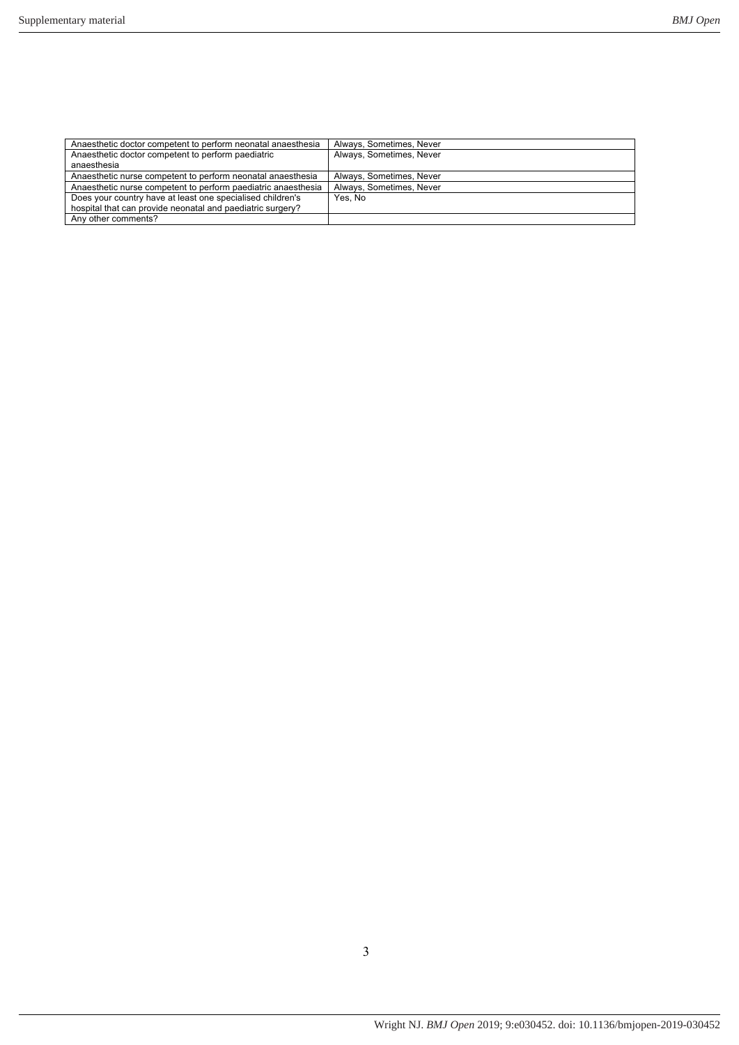| | |
|---|---|
| Anaesthetic doctor competent to perform neonatal anaesthesia | Always, Sometimes, Never |
| Anaesthetic doctor competent to perform paediatric anaesthesia | Always, Sometimes, Never |
| Anaesthetic nurse competent to perform neonatal anaesthesia | Always, Sometimes, Never |
| Anaesthetic nurse competent to perform paediatric anaesthesia | Always, Sometimes, Never |
| Does your country have at least one specialised children's hospital that can provide neonatal and paediatric surgery? | Yes, No |
| Any other comments? | |